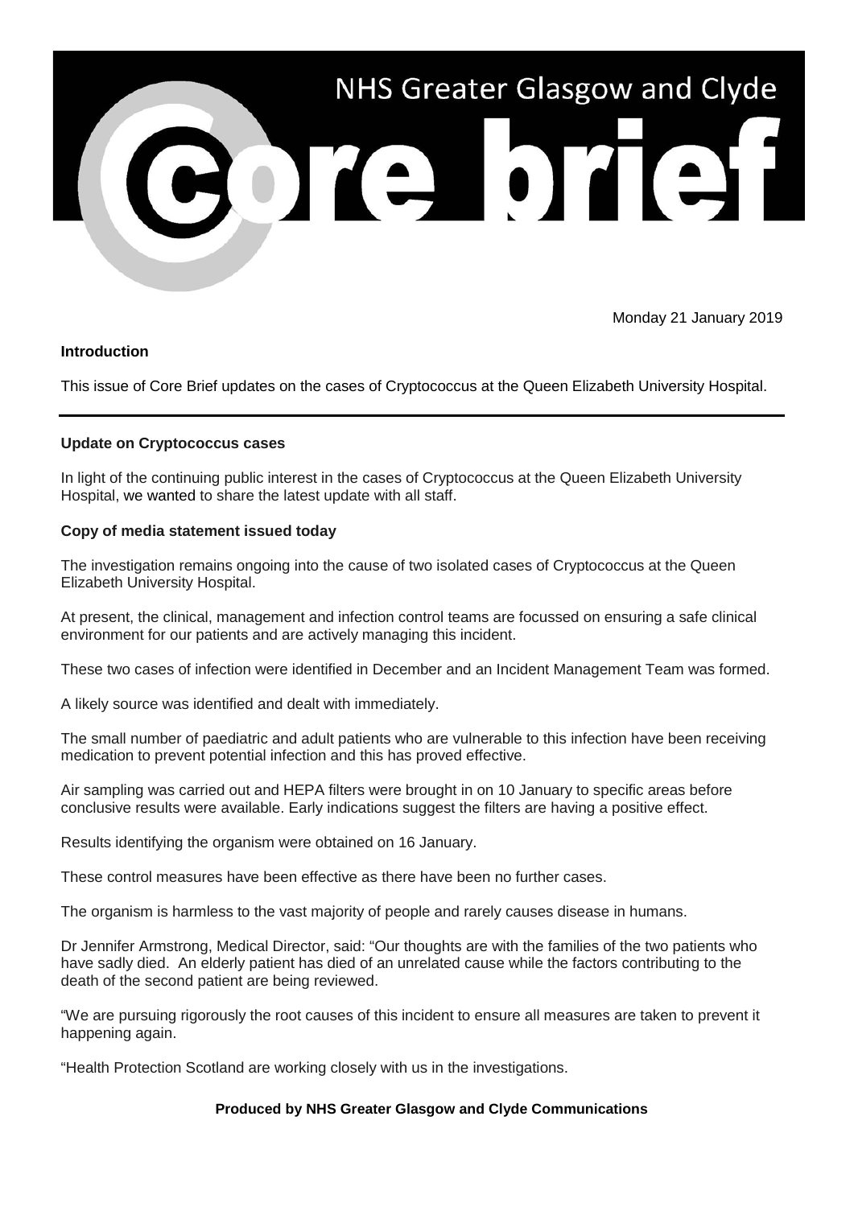# NHS Greater Glasgow and Clyde

# Core brief

Monday 21 January 2019

**Introduction**

This issue of Core Brief updates on the cases of Cryptococcus at the Queen Elizabeth University Hospital.

---

**Update on Cryptococcus cases**

In light of the continuing public interest in the cases of Cryptococcus at the Queen Elizabeth University Hospital, we wanted to share the latest update with all staff.

**Copy of media statement issued today**

The investigation remains ongoing into the cause of two isolated cases of Cryptococcus at the Queen Elizabeth University Hospital.

At present, the clinical, management and infection control teams are focussed on ensuring a safe clinical environment for our patients and are actively managing this incident.

These two cases of infection were identified in December and an Incident Management Team was formed.

A likely source was identified and dealt with immediately.

The small number of paediatric and adult patients who are vulnerable to this infection have been receiving medication to prevent potential infection and this has proved effective.

Air sampling was carried out and HEPA filters were brought in on 10 January to specific areas before conclusive results were available. Early indications suggest the filters are having a positive effect.

Results identifying the organism were obtained on 16 January.

These control measures have been effective as there have been no further cases.

The organism is harmless to the vast majority of people and rarely causes disease in humans.

Dr Jennifer Armstrong, Medical Director, said: "Our thoughts are with the families of the two patients who have sadly died. An elderly patient has died of an unrelated cause while the factors contributing to the death of the second patient are being reviewed.

"We are pursuing rigorously the root causes of this incident to ensure all measures are taken to prevent it happening again.

"Health Protection Scotland are working closely with us in the investigations.

**Produced by NHS Greater Glasgow and Clyde Communications**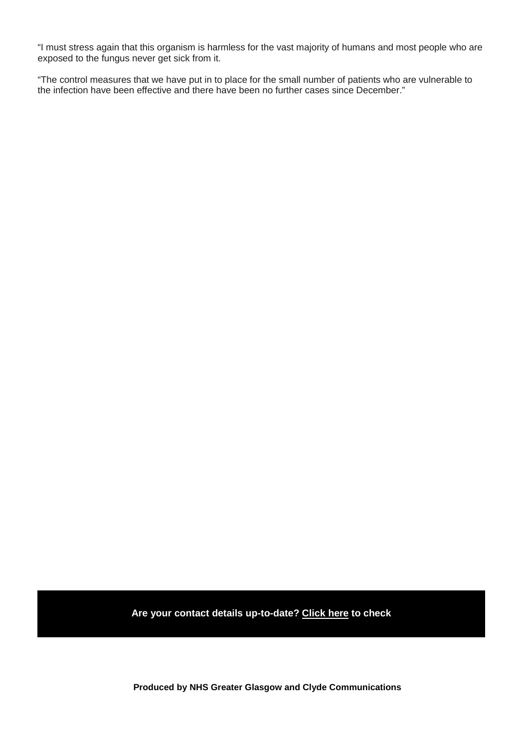"I must stress again that this organism is harmless for the vast majority of humans and most people who are exposed to the fungus never get sick from it.

"The control measures that we have put in to place for the small number of patients who are vulnerable to the infection have been effective and there have been no further cases since December."

**Are your contact details up-to-date? Click here to check**

**Produced by NHS Greater Glasgow and Clyde Communications**